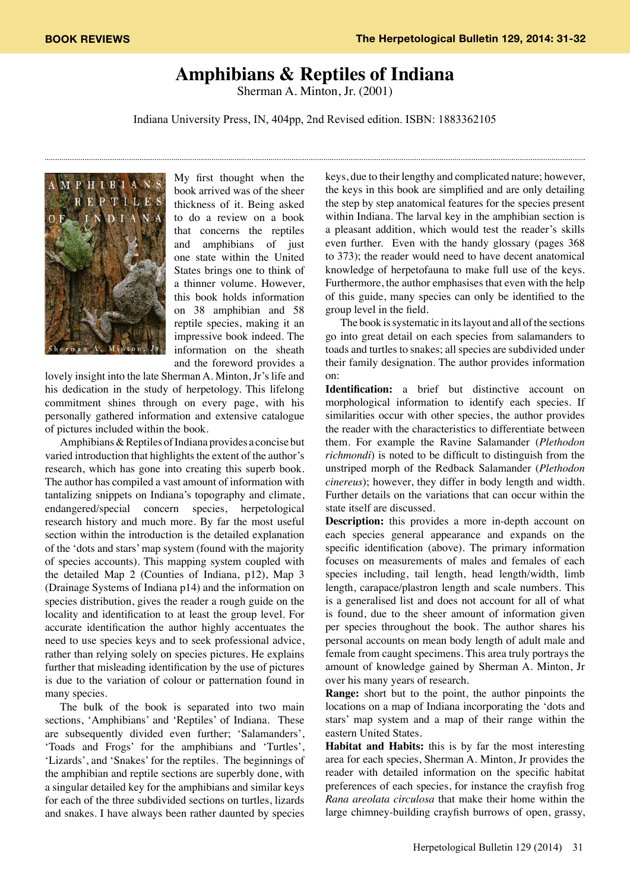BOOK REVIEWS

# Amphibians & Reptiles of Indiana

Sherman A. Minton, Jr. (2001)

Indiana University Press, IN, 404pp, 2nd Revised edition. ISBN: 1883362105

My first thought when the book arrived was of the sheer thickness of it. Being asked to do a review on a book that concerns the reptiles and amphibians of just one state within the United States brings one to think of a thinner volume. However, this book holds information on 38 amphibian and 58 reptile species, making it an impressive book indeed. The information on the sheath and the foreword provides a lovely insight into the late Sherman A. Minton, Jr's life and his dedication in the study of herpetology. This lifelong commitment shines through on every page, with his personally gathered information and extensive catalogue of pictures included within the book.

Amphibians & Reptiles of Indiana provides a concise but varied introduction that highlights the extent of the author's research, which has gone into creating this superb book. The author has compiled a vast amount of information with tantalizing snippets on Indiana's topography and climate, endangered/special concern species, herpetological research history and much more. By far the most useful section within the introduction is the detailed explanation of the 'dots and stars' map system (found with the majority of species accounts). This mapping system coupled with the detailed Map 2 (Counties of Indiana, p12), Map 3 (Drainage Systems of Indiana p14) and the information on species distribution, gives the reader a rough guide on the locality and identification to at least the group level. For accurate identification the author highly accentuates the need to use species keys and to seek professional advice, rather than relying solely on species pictures. He explains further that misleading identification by the use of pictures is due to the variation of colour or patternation found in many species.

The bulk of the book is separated into two main sections, 'Amphibians' and 'Reptiles' of Indiana. These are subsequently divided even further; 'Salamanders', 'Toads and Frogs' for the amphibians and 'Turtles', 'Lizards', and 'Snakes' for the reptiles. The beginnings of the amphibian and reptile sections are superbly done, with a singular detailed key for the amphibians and similar keys for each of the three subdivided sections on turtles, lizards and snakes. I have always been rather daunted by species keys, due to their lengthy and complicated nature; however, the keys in this book are simplified and are only detailing the step by step anatomical features for the species present within Indiana. The larval key in the amphibian section is a pleasant addition, which would test the reader's skills even further. Even with the handy glossary (pages 368 to 373); the reader would need to have decent anatomical knowledge of herpetofauna to make full use of the keys. Furthermore, the author emphasises that even with the help of this guide, many species can only be identified to the group level in the field.

The book is systematic in its layout and all of the sections go into great detail on each species from salamanders to toads and turtles to snakes; all species are subdivided under their family designation. The author provides information on:

**Identification:** a brief but distinctive account on morphological information to identify each species. If similarities occur with other species, the author provides the reader with the characteristics to differentiate between them. For example the Ravine Salamander (*Plethodon richmondi*) is noted to be difficult to distinguish from the unstriped morph of the Redback Salamander (*Plethodon cinereus*); however, they differ in body length and width. Further details on the variations that can occur within the state itself are discussed.

**Description:** this provides a more in-depth account on each species general appearance and expands on the specific identification (above). The primary information focuses on measurements of males and females of each species including, tail length, head length/width, limb length, carapace/plastron length and scale numbers. This is a generalised list and does not account for all of what is found, due to the sheer amount of information given per species throughout the book. The author shares his personal accounts on mean body length of adult male and female from caught specimens. This area truly portrays the amount of knowledge gained by Sherman A. Minton, Jr over his many years of research.

**Range:** short but to the point, the author pinpoints the locations on a map of Indiana incorporating the 'dots and stars' map system and a map of their range within the eastern United States.

**Habitat and Habits:** this is by far the most interesting area for each species, Sherman A. Minton, Jr provides the reader with detailed information on the specific habitat preferences of each species, for instance the crayfish frog *Rana areolata circulosa* that make their home within the large chimney-building crayfish burrows of open, grassy,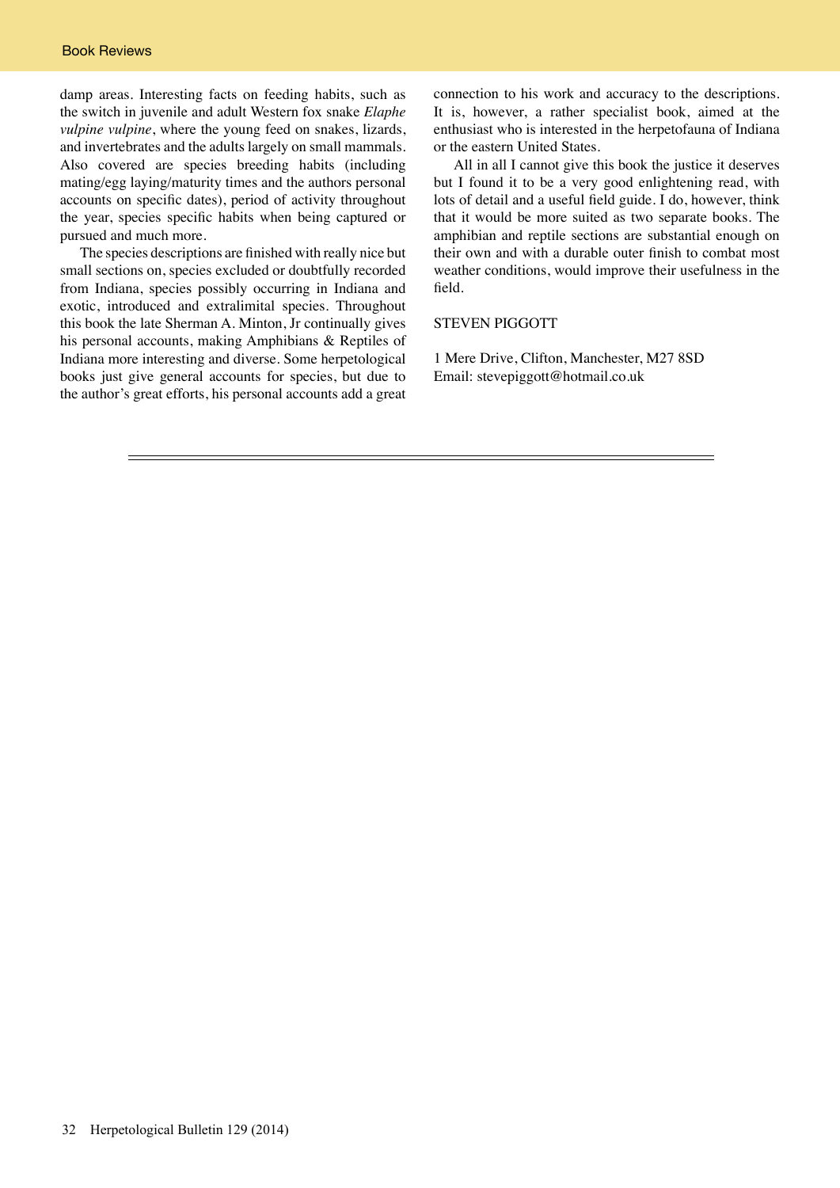damp areas. Interesting facts on feeding habits, such as the switch in juvenile and adult Western fox snake *Elaphe vulpine vulpine*, where the young feed on snakes, lizards, and invertebrates and the adults largely on small mammals. Also covered are species breeding habits (including mating/egg laying/maturity times and the authors personal accounts on specific dates), period of activity throughout the year, species specific habits when being captured or pursued and much more.

The species descriptions are finished with really nice but small sections on, species excluded or doubtfully recorded from Indiana, species possibly occurring in Indiana and exotic, introduced and extralimital species. Throughout this book the late Sherman A. Minton, Jr continually gives his personal accounts, making Amphibians & Reptiles of Indiana more interesting and diverse. Some herpetological books just give general accounts for species, but due to the author's great efforts, his personal accounts add a great connection to his work and accuracy to the descriptions. It is, however, a rather specialist book, aimed at the enthusiast who is interested in the herpetofauna of Indiana or the eastern United States.

All in all I cannot give this book the justice it deserves but I found it to be a very good enlightening read, with lots of detail and a useful field guide. I do, however, think that it would be more suited as two separate books. The amphibian and reptile sections are substantial enough on their own and with a durable outer finish to combat most weather conditions, would improve their usefulness in the field.

STEVEN PIGGOTT

1 Mere Drive, Clifton, Manchester, M27 8SD
Email: stevepiggott@hotmail.co.uk